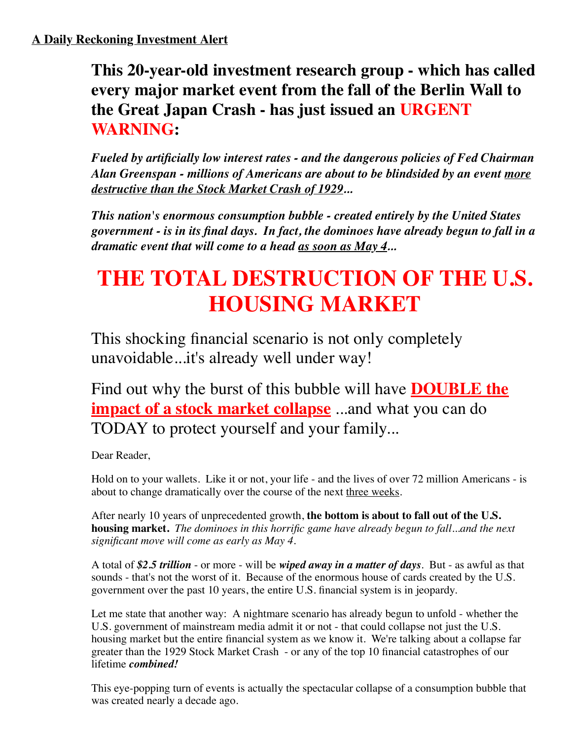**A Daily Reckoning Investment Alert**

## This 20-year-old investment research group - which has called every major market event from the fall of the Berlin Wall to the Great Japan Crash - has just issued an URGENT WARNING:

***Fueled by artificially low interest rates - and the dangerous policies of Fed Chairman Alan Greenspan - millions of Americans are about to be blindsided by an event more destructive than the Stock Market Crash of 1929...***

***This nation's enormous consumption bubble - created entirely by the United States government - is in its final days. In fact, the dominoes have already begun to fall in a dramatic event that will come to a head as soon as May 4...***

# THE TOTAL DESTRUCTION OF THE U.S. HOUSING MARKET

This shocking financial scenario is not only completely unavoidable...it's already well under way!

Find out why the burst of this bubble will have **DOUBLE the impact of a stock market collapse** ...and what you can do TODAY to protect yourself and your family...

Dear Reader,

Hold on to your wallets. Like it or not, your life - and the lives of over 72 million Americans - is about to change dramatically over the course of the next three weeks.

After nearly 10 years of unprecedented growth, **the bottom is about to fall out of the U.S. housing market.** *The dominoes in this horrific game have already begun to fall...and the next significant move will come as early as May 4.*

A total of ***$2.5 trillion*** - or more - will be ***wiped away in a matter of days***. But - as awful as that sounds - that's not the worst of it. Because of the enormous house of cards created by the U.S. government over the past 10 years, the entire U.S. financial system is in jeopardy.

Let me state that another way: A nightmare scenario has already begun to unfold - whether the U.S. government of mainstream media admit it or not - that could collapse not just the U.S. housing market but the entire financial system as we know it. We're talking about a collapse far greater than the 1929 Stock Market Crash - or any of the top 10 financial catastrophes of our lifetime ***combined!***

This eye-popping turn of events is actually the spectacular collapse of a consumption bubble that was created nearly a decade ago.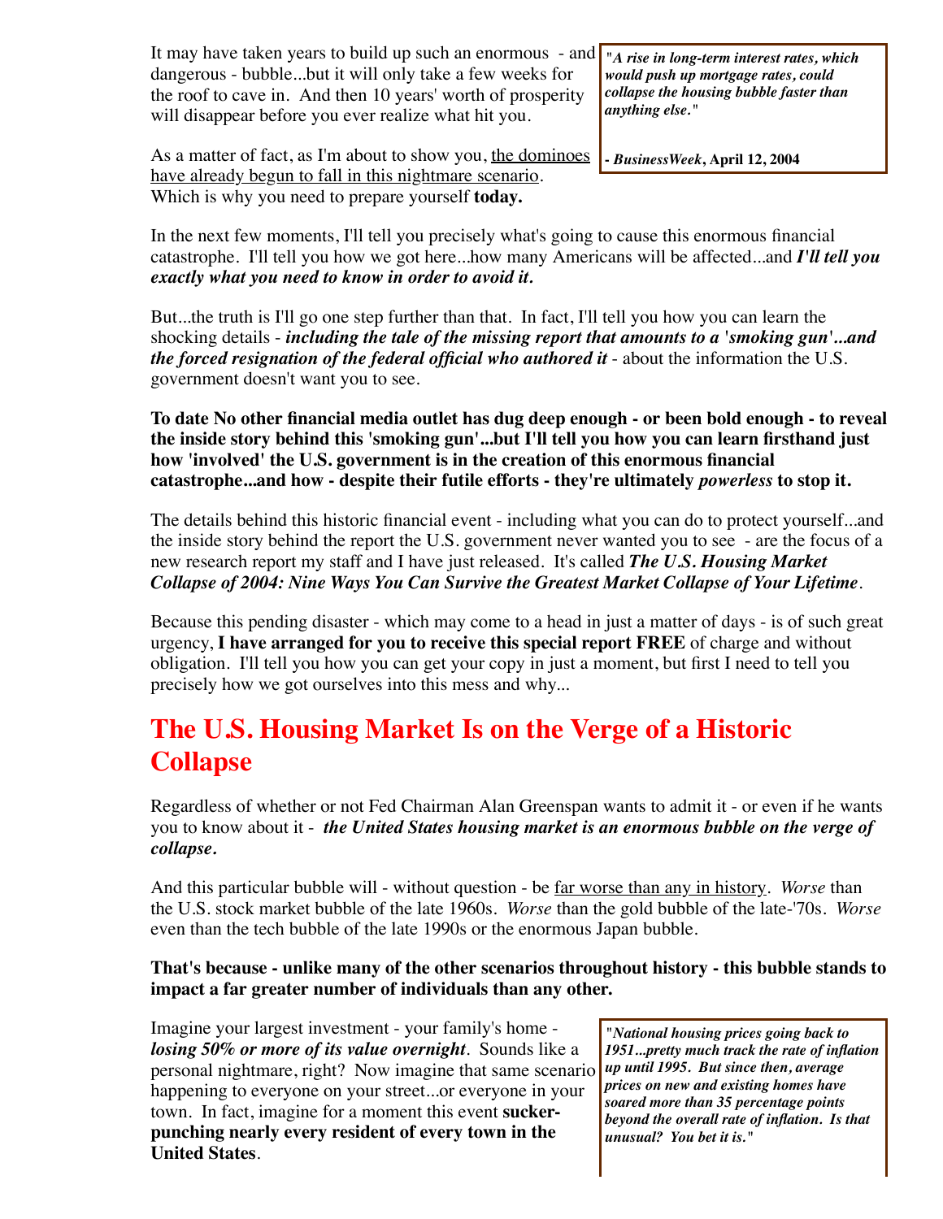It may have taken years to build up such an enormous - and dangerous - bubble...but it will only take a few weeks for the roof to cave in. And then 10 years' worth of prosperity will disappear before you ever realize what hit you.

> ***"A rise in long-term interest rates, which would push up mortgage rates, could collapse the housing bubble faster than anything else."***
>
> ***- BusinessWeek*, April 12, 2004**

As a matter of fact, as I'm about to show you, the dominoes have already begun to fall in this nightmare scenario. Which is why you need to prepare yourself **today.**

In the next few moments, I'll tell you precisely what's going to cause this enormous financial catastrophe. I'll tell you how we got here...how many Americans will be affected...and ***I'll tell you exactly what you need to know in order to avoid it.***

But...the truth is I'll go one step further than that. In fact, I'll tell you how you can learn the shocking details - ***including the tale of the missing report that amounts to a 'smoking gun'...and the forced resignation of the federal official who authored it*** - about the information the U.S. government doesn't want you to see.

**To date No other financial media outlet has dug deep enough - or been bold enough - to reveal the inside story behind this 'smoking gun'...but I'll tell you how you can learn firsthand just how 'involved' the U.S. government is in the creation of this enormous financial catastrophe...and how - despite their futile efforts - they're ultimately *powerless* to stop it.**

The details behind this historic financial event - including what you can do to protect yourself...and the inside story behind the report the U.S. government never wanted you to see - are the focus of a new research report my staff and I have just released. It's called ***The U.S. Housing Market Collapse of 2004: Nine Ways You Can Survive the Greatest Market Collapse of Your Lifetime***.

Because this pending disaster - which may come to a head in just a matter of days - is of such great urgency, **I have arranged for you to receive this special report FREE** of charge and without obligation. I'll tell you how you can get your copy in just a moment, but first I need to tell you precisely how we got ourselves into this mess and why...

## The U.S. Housing Market Is on the Verge of a Historic Collapse

Regardless of whether or not Fed Chairman Alan Greenspan wants to admit it - or even if he wants you to know about it - ***the United States housing market is an enormous bubble on the verge of collapse.***

And this particular bubble will - without question - be far worse than any in history. *Worse* than the U.S. stock market bubble of the late 1960s. *Worse* than the gold bubble of the late-'70s. *Worse* even than the tech bubble of the late 1990s or the enormous Japan bubble.

**That's because - unlike many of the other scenarios throughout history - this bubble stands to impact a far greater number of individuals than any other.**

Imagine your largest investment - your family's home - ***losing 50% or more of its value overnight***. Sounds like a personal nightmare, right? Now imagine that same scenario happening to everyone on your street...or everyone in your town. In fact, imagine for a moment this event **sucker-punching nearly every resident of every town in the United States**.

> ***"National housing prices going back to 1951...pretty much track the rate of inflation up until 1995. But since then, average prices on new and existing homes have soared more than 35 percentage points beyond the overall rate of inflation. Is that unusual? You bet it is."***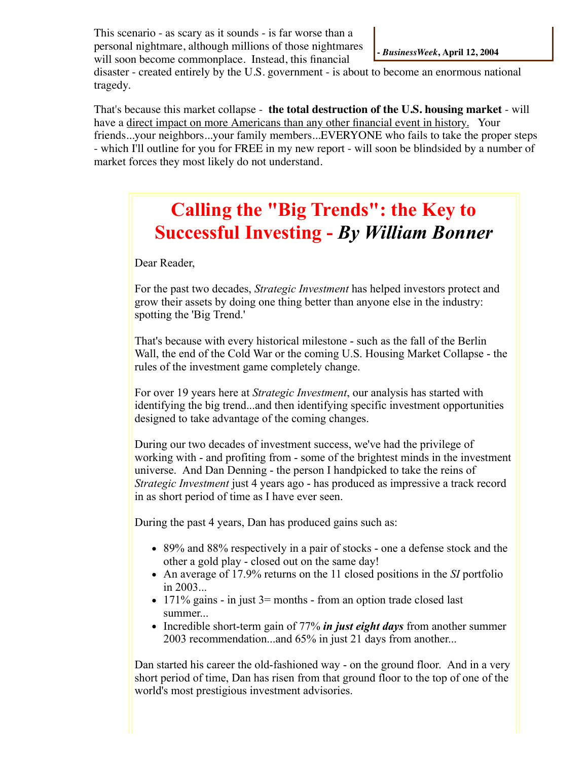This scenario - as scary as it sounds - is far worse than a personal nightmare, although millions of those nightmares will soon become commonplace. Instead, this financial disaster - created entirely by the U.S. government - is about to become an enormous national tragedy.

**- *BusinessWeek*, April 12, 2004**

That's because this market collapse - **the total destruction of the U.S. housing market** - will have a direct impact on more Americans than any other financial event in history. Your friends...your neighbors...your family members...EVERYONE who fails to take the proper steps - which I'll outline for you for FREE in my new report - will soon be blindsided by a number of market forces they most likely do not understand.

# Calling the "Big Trends": the Key to Successful Investing - *By William Bonner*

Dear Reader,

For the past two decades, *Strategic Investment* has helped investors protect and grow their assets by doing one thing better than anyone else in the industry: spotting the 'Big Trend.'

That's because with every historical milestone - such as the fall of the Berlin Wall, the end of the Cold War or the coming U.S. Housing Market Collapse - the rules of the investment game completely change.

For over 19 years here at *Strategic Investment*, our analysis has started with identifying the big trend...and then identifying specific investment opportunities designed to take advantage of the coming changes.

During our two decades of investment success, we've had the privilege of working with - and profiting from - some of the brightest minds in the investment universe. And Dan Denning - the person I handpicked to take the reins of *Strategic Investment* just 4 years ago - has produced as impressive a track record in as short period of time as I have ever seen.

During the past 4 years, Dan has produced gains such as:

- 89% and 88% respectively in a pair of stocks - one a defense stock and the other a gold play - closed out on the same day!
- An average of 17.9% returns on the 11 closed positions in the *SI* portfolio in 2003...
- 171% gains - in just 3= months - from an option trade closed last summer...
- Incredible short-term gain of 77% ***in just eight days*** from another summer 2003 recommendation...and 65% in just 21 days from another...

Dan started his career the old-fashioned way - on the ground floor. And in a very short period of time, Dan has risen from that ground floor to the top of one of the world's most prestigious investment advisories.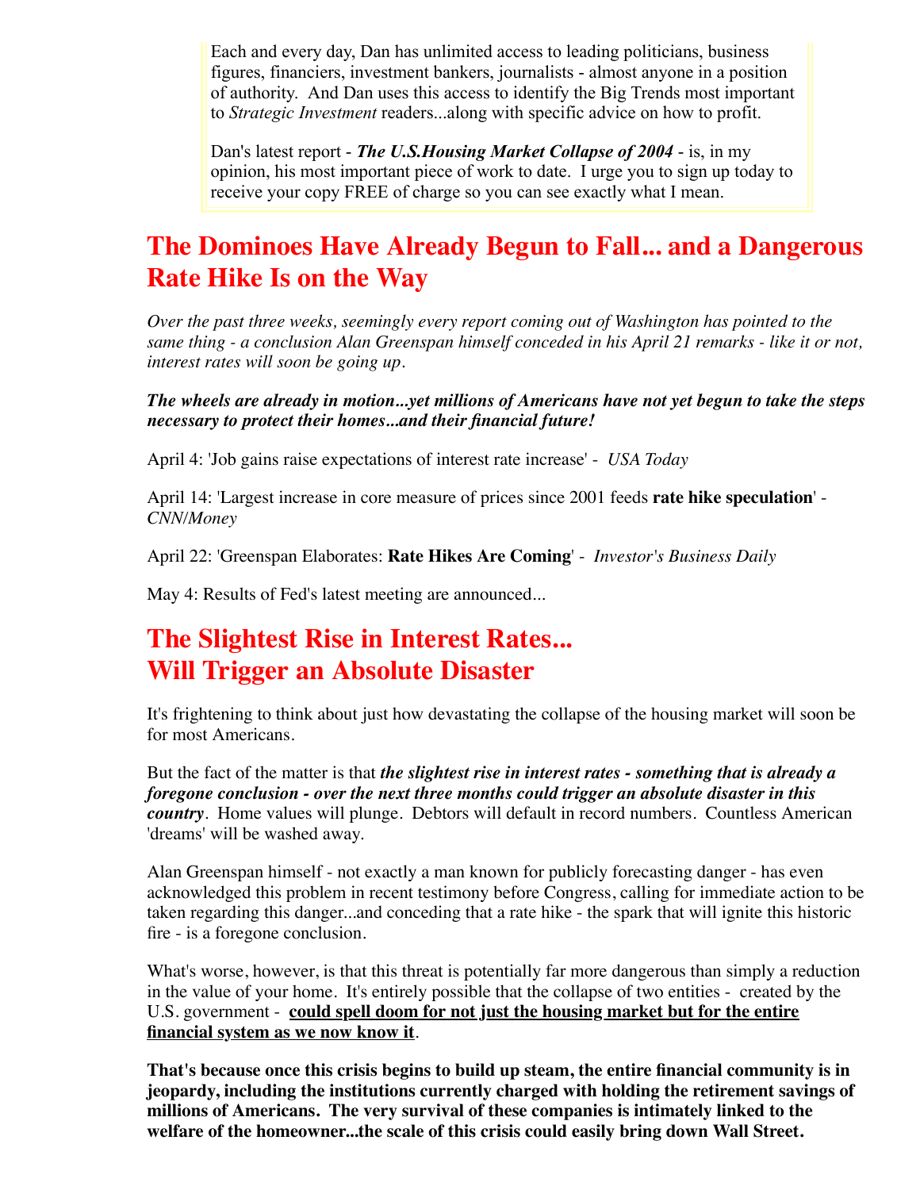Each and every day, Dan has unlimited access to leading politicians, business figures, financiers, investment bankers, journalists - almost anyone in a position of authority. And Dan uses this access to identify the Big Trends most important to *Strategic Investment* readers...along with specific advice on how to profit.

Dan's latest report - ***The U.S.Housing Market Collapse of 2004*** - is, in my opinion, his most important piece of work to date. I urge you to sign up today to receive your copy FREE of charge so you can see exactly what I mean.

## The Dominoes Have Already Begun to Fall... and a Dangerous Rate Hike Is on the Way

*Over the past three weeks, seemingly every report coming out of Washington has pointed to the same thing - a conclusion Alan Greenspan himself conceded in his April 21 remarks - like it or not, interest rates will soon be going up.*

***The wheels are already in motion...yet millions of Americans have not yet begun to take the steps necessary to protect their homes...and their financial future!***

April 4: 'Job gains raise expectations of interest rate increase' - *USA Today*

April 14: 'Largest increase in core measure of prices since 2001 feeds **rate hike speculation**' - *CNN/Money*

April 22: 'Greenspan Elaborates: **Rate Hikes Are Coming**' - *Investor's Business Daily*

May 4: Results of Fed's latest meeting are announced...

## The Slightest Rise in Interest Rates... Will Trigger an Absolute Disaster

It's frightening to think about just how devastating the collapse of the housing market will soon be for most Americans.

But the fact of the matter is that ***the slightest rise in interest rates - something that is already a foregone conclusion - over the next three months could trigger an absolute disaster in this country***. Home values will plunge. Debtors will default in record numbers. Countless American 'dreams' will be washed away.

Alan Greenspan himself - not exactly a man known for publicly forecasting danger - has even acknowledged this problem in recent testimony before Congress, calling for immediate action to be taken regarding this danger...and conceding that a rate hike - the spark that will ignite this historic fire - is a foregone conclusion.

What's worse, however, is that this threat is potentially far more dangerous than simply a reduction in the value of your home. It's entirely possible that the collapse of two entities - created by the U.S. government - **could spell doom for not just the housing market but for the entire financial system as we now know it**.

**That's because once this crisis begins to build up steam, the entire financial community is in jeopardy, including the institutions currently charged with holding the retirement savings of millions of Americans. The very survival of these companies is intimately linked to the welfare of the homeowner...the scale of this crisis could easily bring down Wall Street.**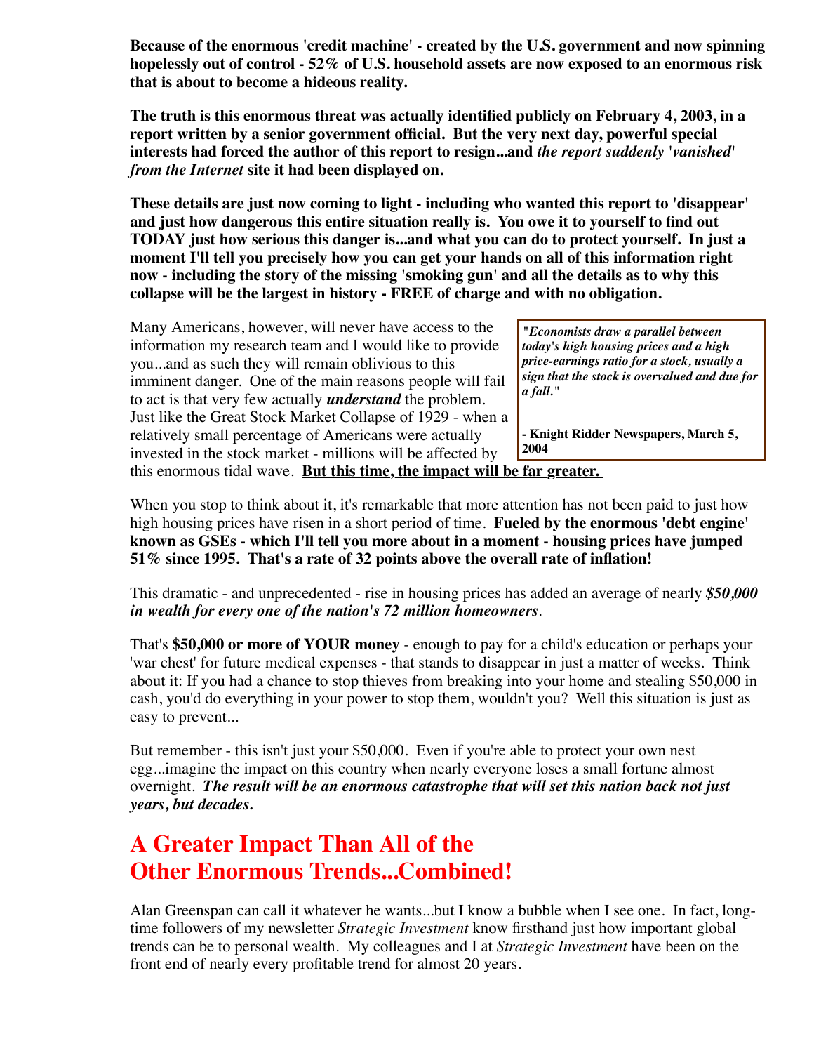**Because of the enormous 'credit machine' - created by the U.S. government and now spinning hopelessly out of control - 52% of U.S. household assets are now exposed to an enormous risk that is about to become a hideous reality.**

**The truth is this enormous threat was actually identified publicly on February 4, 2003, in a report written by a senior government official. But the very next day, powerful special interests had forced the author of this report to resign...and *the report suddenly 'vanished' from the Internet* site it had been displayed on.**

**These details are just now coming to light - including who wanted this report to 'disappear' and just how dangerous this entire situation really is. You owe it to yourself to find out TODAY just how serious this danger is...and what you can do to protect yourself. In just a moment I'll tell you precisely how you can get your hands on all of this information right now - including the story of the missing 'smoking gun' and all the details as to why this collapse will be the largest in history - FREE of charge and with no obligation.**

> ***"Economists draw a parallel between today's high housing prices and a high price-earnings ratio for a stock, usually a sign that the stock is overvalued and due for a fall."***
>
> **- Knight Ridder Newspapers, March 5, 2004**

Many Americans, however, will never have access to the information my research team and I would like to provide you...and as such they will remain oblivious to this imminent danger. One of the main reasons people will fail to act is that very few actually ***understand*** the problem. Just like the Great Stock Market Collapse of 1929 - when a relatively small percentage of Americans were actually invested in the stock market - millions will be affected by this enormous tidal wave. **But this time, the impact will be far greater.**

When you stop to think about it, it's remarkable that more attention has not been paid to just how high housing prices have risen in a short period of time. **Fueled by the enormous 'debt engine' known as GSEs - which I'll tell you more about in a moment - housing prices have jumped 51% since 1995. That's a rate of 32 points above the overall rate of inflation!**

This dramatic - and unprecedented - rise in housing prices has added an average of nearly ***$50,000 in wealth for every one of the nation's 72 million homeowners***.

That's **$50,000 or more of YOUR money** - enough to pay for a child's education or perhaps your 'war chest' for future medical expenses - that stands to disappear in just a matter of weeks. Think about it: If you had a chance to stop thieves from breaking into your home and stealing $50,000 in cash, you'd do everything in your power to stop them, wouldn't you? Well this situation is just as easy to prevent...

But remember - this isn't just your $50,000. Even if you're able to protect your own nest egg...imagine the impact on this country when nearly everyone loses a small fortune almost overnight. ***The result will be an enormous catastrophe that will set this nation back not just years, but decades.***

## A Greater Impact Than All of the Other Enormous Trends...Combined!

Alan Greenspan can call it whatever he wants...but I know a bubble when I see one. In fact, long-time followers of my newsletter *Strategic Investment* know firsthand just how important global trends can be to personal wealth. My colleagues and I at *Strategic Investment* have been on the front end of nearly every profitable trend for almost 20 years.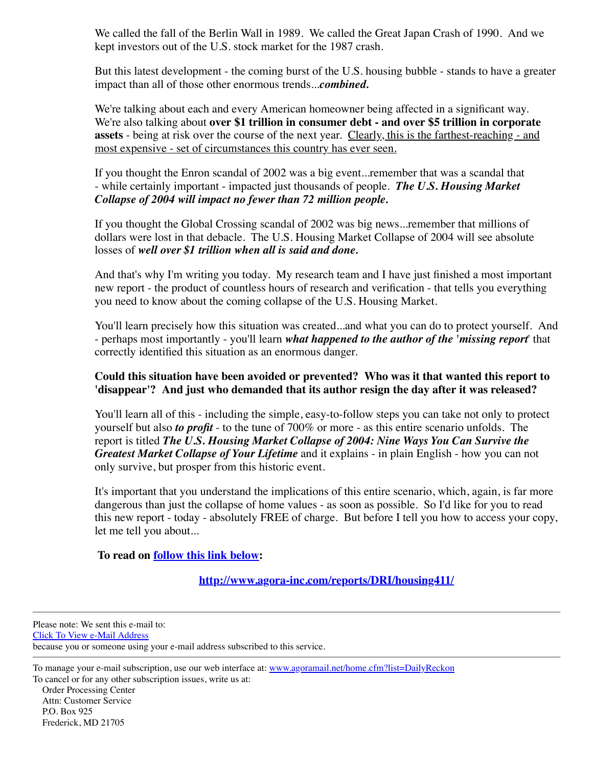We called the fall of the Berlin Wall in 1989. We called the Great Japan Crash of 1990. And we kept investors out of the U.S. stock market for the 1987 crash.

But this latest development - the coming burst of the U.S. housing bubble - stands to have a greater impact than all of those other enormous trends...***combined.***

We're talking about each and every American homeowner being affected in a significant way. We're also talking about **over $1 trillion in consumer debt - and over $5 trillion in corporate assets** - being at risk over the course of the next year. <u>Clearly, this is the farthest-reaching - and most expensive - set of circumstances this country has ever seen.</u>

If you thought the Enron scandal of 2002 was a big event...remember that was a scandal that - while certainly important - impacted just thousands of people. ***The U.S. Housing Market Collapse of 2004 will impact no fewer than 72 million people.***

If you thought the Global Crossing scandal of 2002 was big news...remember that millions of dollars were lost in that debacle. The U.S. Housing Market Collapse of 2004 will see absolute losses of ***well over $1 trillion when all is said and done.***

And that's why I'm writing you today. My research team and I have just finished a most important new report - the product of countless hours of research and verification - that tells you everything you need to know about the coming collapse of the U.S. Housing Market.

You'll learn precisely how this situation was created...and what you can do to protect yourself. And - perhaps most importantly - you'll learn ***what happened to the author of the 'missing report'*** that correctly identified this situation as an enormous danger.

**Could this situation have been avoided or prevented? Who was it that wanted this report to 'disappear'? And just who demanded that its author resign the day after it was released?**

You'll learn all of this - including the simple, easy-to-follow steps you can take not only to protect yourself but also ***to profit*** - to the tune of 700% or more - as this entire scenario unfolds. The report is titled ***The U.S. Housing Market Collapse of 2004: Nine Ways You Can Survive the Greatest Market Collapse of Your Lifetime*** and it explains - in plain English - how you can not only survive, but prosper from this historic event.

It's important that you understand the implications of this entire scenario, which, again, is far more dangerous than just the collapse of home values - as soon as possible. So I'd like for you to read this new report - today - absolutely FREE of charge. But before I tell you how to access your copy, let me tell you about...

**To read on [follow this link below](http://www.agora-inc.com/reports/DRI/housing411/):**

**[http://www.agora-inc.com/reports/DRI/housing411/](http://www.agora-inc.com/reports/DRI/housing411/)**

---

Please note: We sent this e-mail to:
[Click To View e-Mail Address]()
because you or someone using your e-mail address subscribed to this service.

---

To manage your e-mail subscription, use our web interface at: [www.agoramail.net/home.cfm?list=DailyReckon](http://www.agoramail.net/home.cfm?list=DailyReckon)
To cancel or for any other subscription issues, write us at:
Order Processing Center
Attn: Customer Service
P.O. Box 925
Frederick, MD 21705